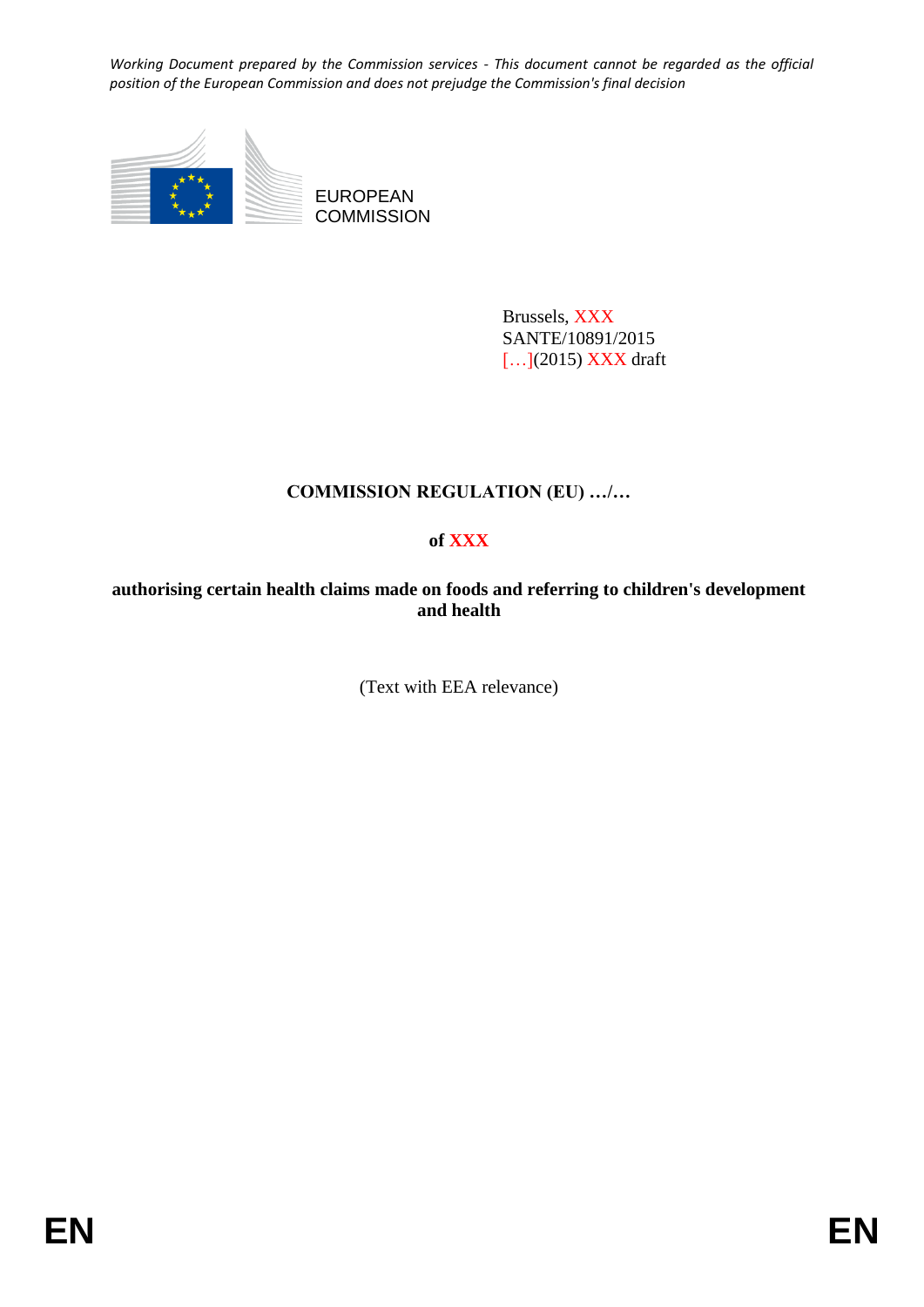*Working Document prepared by the Commission services - This document cannot be regarded as the official position of the European Commission and does not prejudge the Commission's final decision*

EUROPEAN COMMISSION

Brussels, XXX
SANTE/10891/2015
[…](2015) XXX draft

**COMMISSION REGULATION (EU) …/…**

**of XXX**

**authorising certain health claims made on foods and referring to children's development and health**

(Text with EEA relevance)

EN EN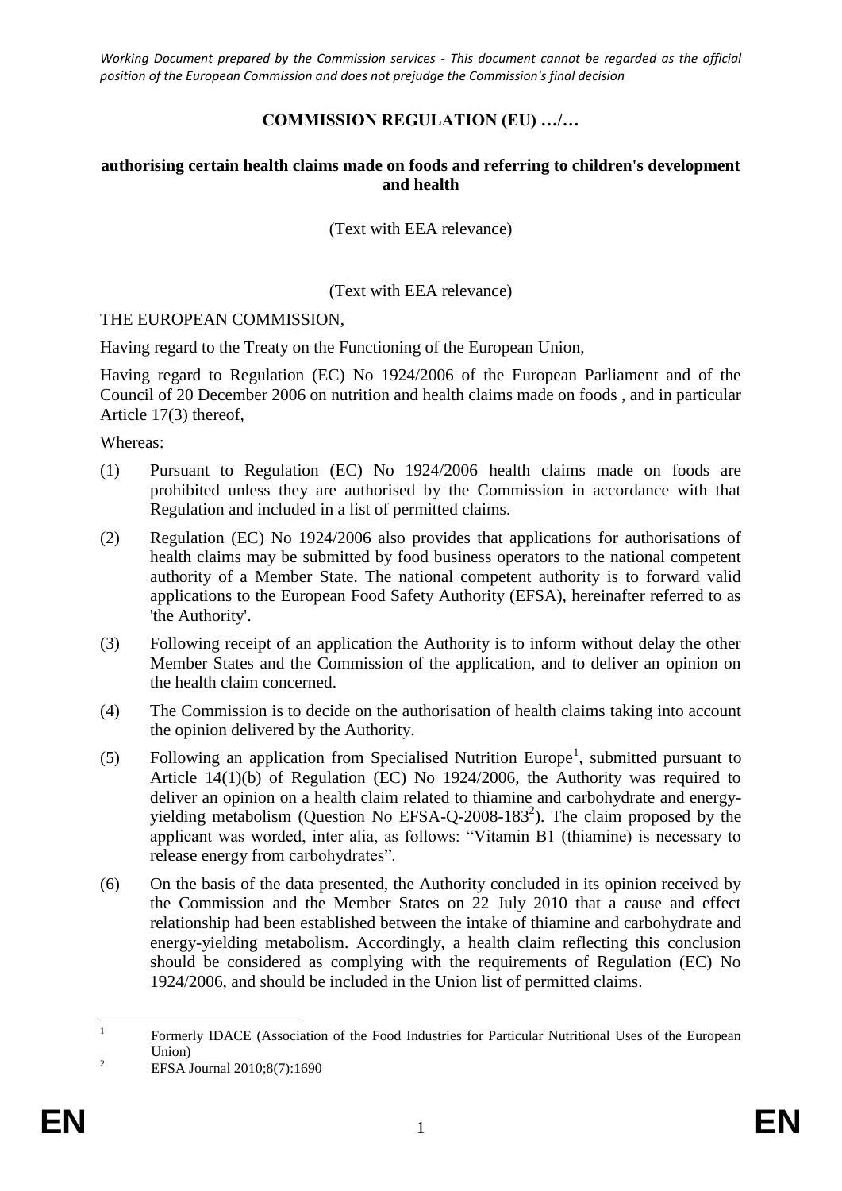*Working Document prepared by the Commission services - This document cannot be regarded as the official position of the European Commission and does not prejudge the Commission's final decision*

# COMMISSION REGULATION (EU) …/…

## authorising certain health claims made on foods and referring to children's development and health

(Text with EEA relevance)

(Text with EEA relevance)

THE EUROPEAN COMMISSION,

Having regard to the Treaty on the Functioning of the European Union,

Having regard to Regulation (EC) No 1924/2006 of the European Parliament and of the Council of 20 December 2006 on nutrition and health claims made on foods , and in particular Article 17(3) thereof,

Whereas:

(1) Pursuant to Regulation (EC) No 1924/2006 health claims made on foods are prohibited unless they are authorised by the Commission in accordance with that Regulation and included in a list of permitted claims.

(2) Regulation (EC) No 1924/2006 also provides that applications for authorisations of health claims may be submitted by food business operators to the national competent authority of a Member State. The national competent authority is to forward valid applications to the European Food Safety Authority (EFSA), hereinafter referred to as 'the Authority'.

(3) Following receipt of an application the Authority is to inform without delay the other Member States and the Commission of the application, and to deliver an opinion on the health claim concerned.

(4) The Commission is to decide on the authorisation of health claims taking into account the opinion delivered by the Authority.

(5) Following an application from Specialised Nutrition Europe[1], submitted pursuant to Article 14(1)(b) of Regulation (EC) No 1924/2006, the Authority was required to deliver an opinion on a health claim related to thiamine and carbohydrate and energy-yielding metabolism (Question No EFSA-Q-2008-183[2]). The claim proposed by the applicant was worded, inter alia, as follows: "Vitamin B1 (thiamine) is necessary to release energy from carbohydrates".

(6) On the basis of the data presented, the Authority concluded in its opinion received by the Commission and the Member States on 22 July 2010 that a cause and effect relationship had been established between the intake of thiamine and carbohydrate and energy-yielding metabolism. Accordingly, a health claim reflecting this conclusion should be considered as complying with the requirements of Regulation (EC) No 1924/2006, and should be included in the Union list of permitted claims.

[1] Formerly IDACE (Association of the Food Industries for Particular Nutritional Uses of the European Union)

[2] EFSA Journal 2010;8(7):1690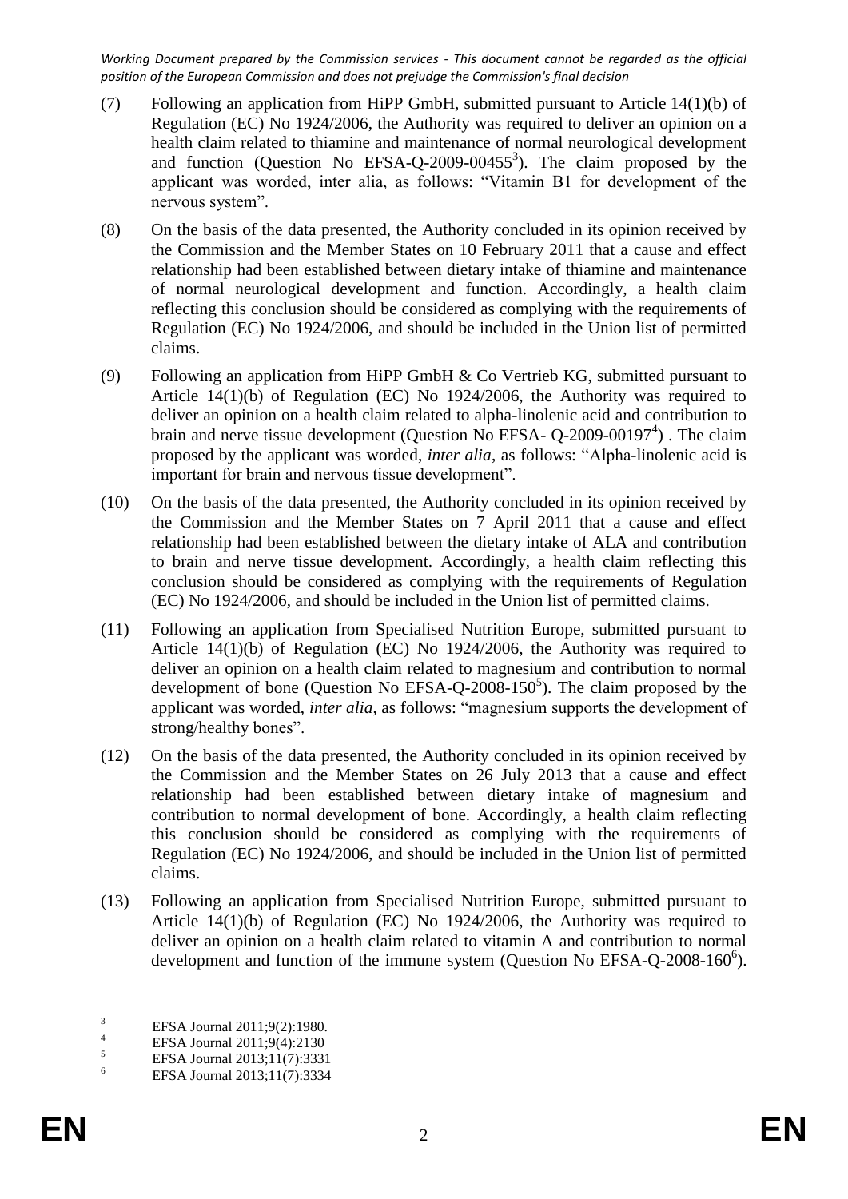(7) Following an application from HiPP GmbH, submitted pursuant to Article 14(1)(b) of Regulation (EC) No 1924/2006, the Authority was required to deliver an opinion on a health claim related to thiamine and maintenance of normal neurological development and function (Question No EFSA-Q-2009-00455[3]). The claim proposed by the applicant was worded, inter alia, as follows: "Vitamin B1 for development of the nervous system".

(8) On the basis of the data presented, the Authority concluded in its opinion received by the Commission and the Member States on 10 February 2011 that a cause and effect relationship had been established between dietary intake of thiamine and maintenance of normal neurological development and function. Accordingly, a health claim reflecting this conclusion should be considered as complying with the requirements of Regulation (EC) No 1924/2006, and should be included in the Union list of permitted claims.

(9) Following an application from HiPP GmbH & Co Vertrieb KG, submitted pursuant to Article 14(1)(b) of Regulation (EC) No 1924/2006, the Authority was required to deliver an opinion on a health claim related to alpha-linolenic acid and contribution to brain and nerve tissue development (Question No EFSA- Q-2009-00197[4]) . The claim proposed by the applicant was worded, *inter alia*, as follows: "Alpha-linolenic acid is important for brain and nervous tissue development".

(10) On the basis of the data presented, the Authority concluded in its opinion received by the Commission and the Member States on 7 April 2011 that a cause and effect relationship had been established between the dietary intake of ALA and contribution to brain and nerve tissue development. Accordingly, a health claim reflecting this conclusion should be considered as complying with the requirements of Regulation (EC) No 1924/2006, and should be included in the Union list of permitted claims.

(11) Following an application from Specialised Nutrition Europe, submitted pursuant to Article 14(1)(b) of Regulation (EC) No 1924/2006, the Authority was required to deliver an opinion on a health claim related to magnesium and contribution to normal development of bone (Question No EFSA-Q-2008-150[5]). The claim proposed by the applicant was worded, *inter alia*, as follows: "magnesium supports the development of strong/healthy bones".

(12) On the basis of the data presented, the Authority concluded in its opinion received by the Commission and the Member States on 26 July 2013 that a cause and effect relationship had been established between dietary intake of magnesium and contribution to normal development of bone. Accordingly, a health claim reflecting this conclusion should be considered as complying with the requirements of Regulation (EC) No 1924/2006, and should be included in the Union list of permitted claims.

(13) Following an application from Specialised Nutrition Europe, submitted pursuant to Article 14(1)(b) of Regulation (EC) No 1924/2006, the Authority was required to deliver an opinion on a health claim related to vitamin A and contribution to normal development and function of the immune system (Question No EFSA-Q-2008-160[6]).

---

[3] EFSA Journal 2011;9(2):1980.

[4] EFSA Journal 2011;9(4):2130

[5] EFSA Journal 2013;11(7):3331

[6] EFSA Journal 2013;11(7):3334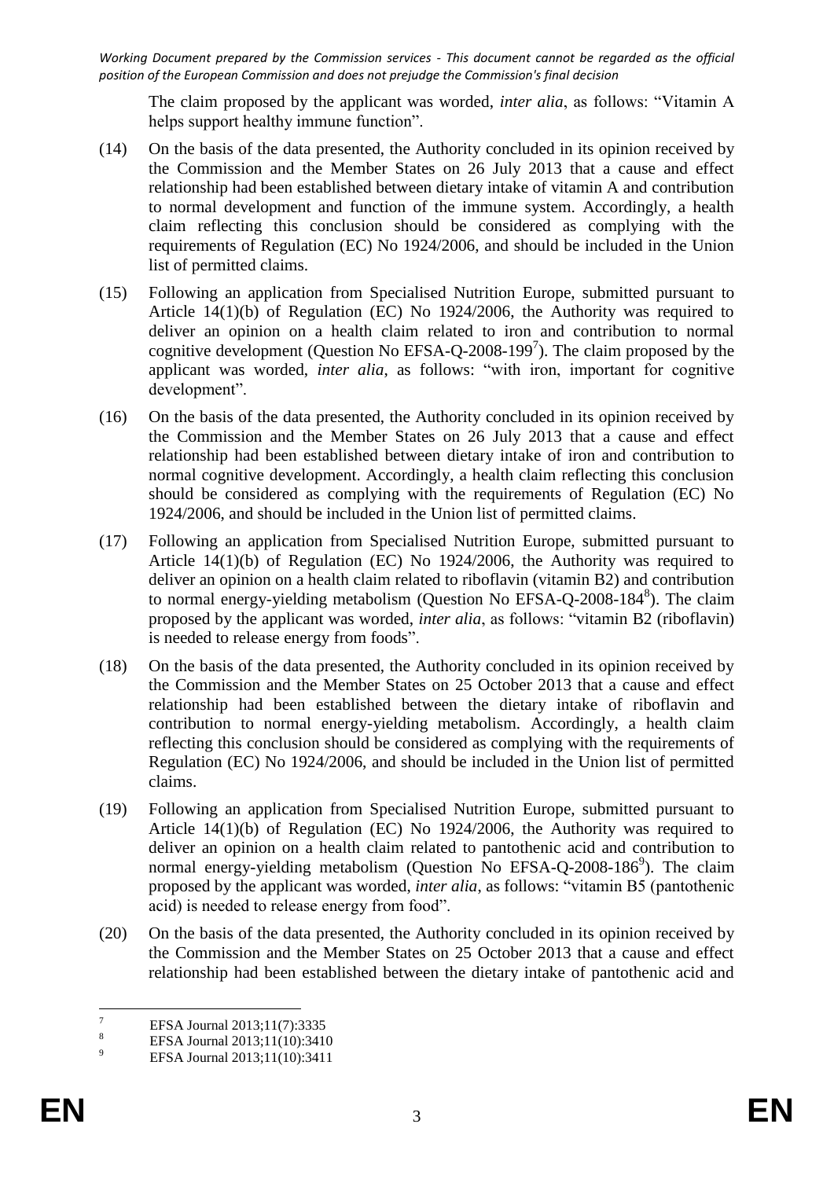The claim proposed by the applicant was worded, *inter alia*, as follows: "Vitamin A helps support healthy immune function".

(14) On the basis of the data presented, the Authority concluded in its opinion received by the Commission and the Member States on 26 July 2013 that a cause and effect relationship had been established between dietary intake of vitamin A and contribution to normal development and function of the immune system. Accordingly, a health claim reflecting this conclusion should be considered as complying with the requirements of Regulation (EC) No 1924/2006, and should be included in the Union list of permitted claims.

(15) Following an application from Specialised Nutrition Europe, submitted pursuant to Article 14(1)(b) of Regulation (EC) No 1924/2006, the Authority was required to deliver an opinion on a health claim related to iron and contribution to normal cognitive development (Question No EFSA-Q-2008-199[7]). The claim proposed by the applicant was worded, *inter alia*, as follows: "with iron, important for cognitive development".

(16) On the basis of the data presented, the Authority concluded in its opinion received by the Commission and the Member States on 26 July 2013 that a cause and effect relationship had been established between dietary intake of iron and contribution to normal cognitive development. Accordingly, a health claim reflecting this conclusion should be considered as complying with the requirements of Regulation (EC) No 1924/2006, and should be included in the Union list of permitted claims.

(17) Following an application from Specialised Nutrition Europe, submitted pursuant to Article 14(1)(b) of Regulation (EC) No 1924/2006, the Authority was required to deliver an opinion on a health claim related to riboflavin (vitamin B2) and contribution to normal energy-yielding metabolism (Question No EFSA-Q-2008-184[8]). The claim proposed by the applicant was worded, *inter alia*, as follows: "vitamin B2 (riboflavin) is needed to release energy from foods".

(18) On the basis of the data presented, the Authority concluded in its opinion received by the Commission and the Member States on 25 October 2013 that a cause and effect relationship had been established between the dietary intake of riboflavin and contribution to normal energy-yielding metabolism. Accordingly, a health claim reflecting this conclusion should be considered as complying with the requirements of Regulation (EC) No 1924/2006, and should be included in the Union list of permitted claims.

(19) Following an application from Specialised Nutrition Europe, submitted pursuant to Article 14(1)(b) of Regulation (EC) No 1924/2006, the Authority was required to deliver an opinion on a health claim related to pantothenic acid and contribution to normal energy-yielding metabolism (Question No EFSA-Q-2008-186[9]). The claim proposed by the applicant was worded, *inter alia*, as follows: "vitamin B5 (pantothenic acid) is needed to release energy from food".

(20) On the basis of the data presented, the Authority concluded in its opinion received by the Commission and the Member States on 25 October 2013 that a cause and effect relationship had been established between the dietary intake of pantothenic acid and

---

[7] EFSA Journal 2013;11(7):3335

[8] EFSA Journal 2013;11(10):3410

[9] EFSA Journal 2013;11(10):3411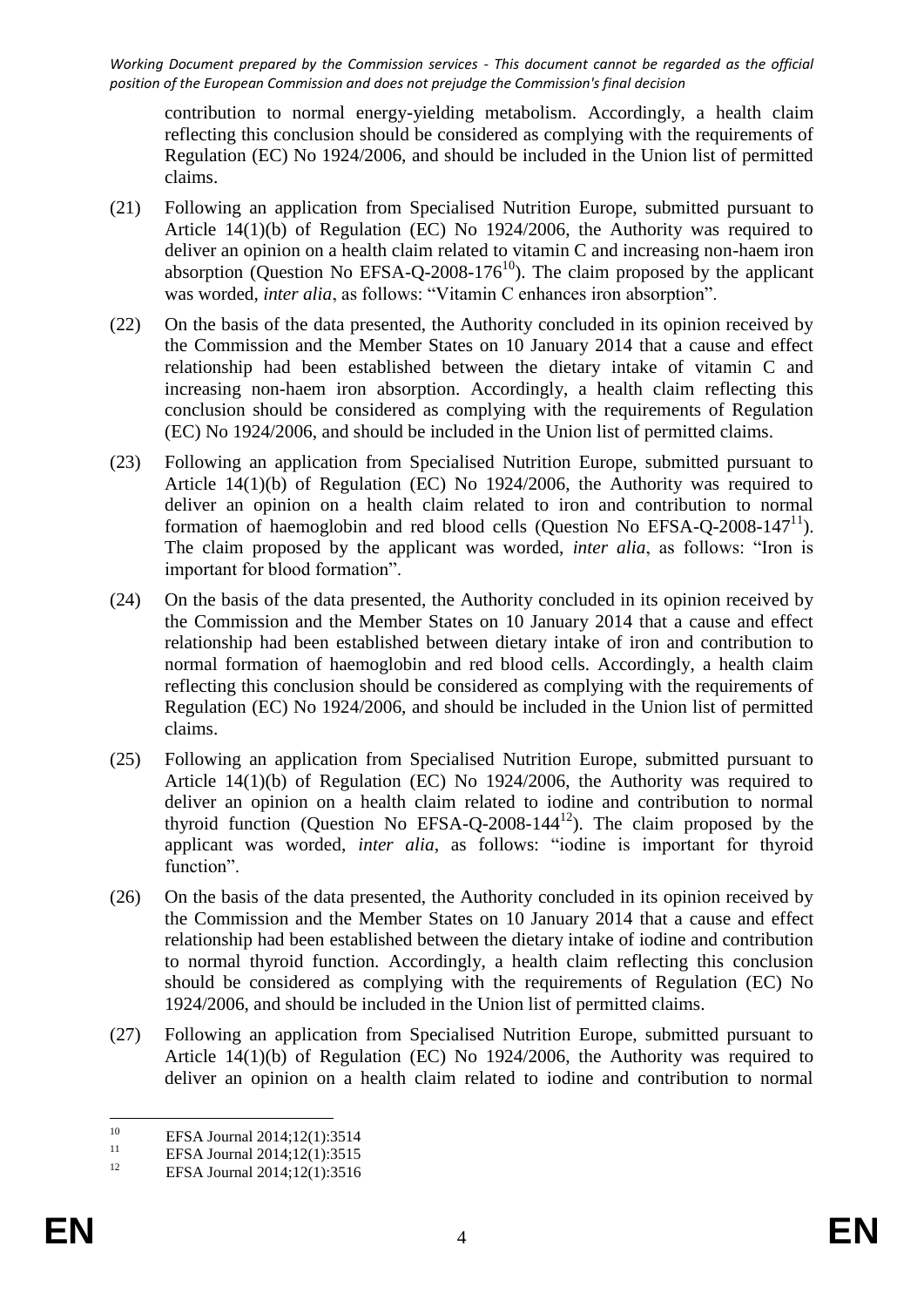contribution to normal energy-yielding metabolism. Accordingly, a health claim reflecting this conclusion should be considered as complying with the requirements of Regulation (EC) No 1924/2006, and should be included in the Union list of permitted claims.

(21) Following an application from Specialised Nutrition Europe, submitted pursuant to Article 14(1)(b) of Regulation (EC) No 1924/2006, the Authority was required to deliver an opinion on a health claim related to vitamin C and increasing non-haem iron absorption (Question No EFSA-Q-2008-176[10]). The claim proposed by the applicant was worded, *inter alia*, as follows: "Vitamin C enhances iron absorption".

(22) On the basis of the data presented, the Authority concluded in its opinion received by the Commission and the Member States on 10 January 2014 that a cause and effect relationship had been established between the dietary intake of vitamin C and increasing non-haem iron absorption. Accordingly, a health claim reflecting this conclusion should be considered as complying with the requirements of Regulation (EC) No 1924/2006, and should be included in the Union list of permitted claims.

(23) Following an application from Specialised Nutrition Europe, submitted pursuant to Article 14(1)(b) of Regulation (EC) No 1924/2006, the Authority was required to deliver an opinion on a health claim related to iron and contribution to normal formation of haemoglobin and red blood cells (Question No EFSA-Q-2008-147[11]). The claim proposed by the applicant was worded, *inter alia*, as follows: "Iron is important for blood formation".

(24) On the basis of the data presented, the Authority concluded in its opinion received by the Commission and the Member States on 10 January 2014 that a cause and effect relationship had been established between dietary intake of iron and contribution to normal formation of haemoglobin and red blood cells. Accordingly, a health claim reflecting this conclusion should be considered as complying with the requirements of Regulation (EC) No 1924/2006, and should be included in the Union list of permitted claims.

(25) Following an application from Specialised Nutrition Europe, submitted pursuant to Article 14(1)(b) of Regulation (EC) No 1924/2006, the Authority was required to deliver an opinion on a health claim related to iodine and contribution to normal thyroid function (Question No EFSA-Q-2008-144[12]). The claim proposed by the applicant was worded, *inter alia*, as follows: "iodine is important for thyroid function".

(26) On the basis of the data presented, the Authority concluded in its opinion received by the Commission and the Member States on 10 January 2014 that a cause and effect relationship had been established between the dietary intake of iodine and contribution to normal thyroid function. Accordingly, a health claim reflecting this conclusion should be considered as complying with the requirements of Regulation (EC) No 1924/2006, and should be included in the Union list of permitted claims.

(27) Following an application from Specialised Nutrition Europe, submitted pursuant to Article 14(1)(b) of Regulation (EC) No 1924/2006, the Authority was required to deliver an opinion on a health claim related to iodine and contribution to normal

[10] EFSA Journal 2014;12(1):3514

[11] EFSA Journal 2014;12(1):3515

[12] EFSA Journal 2014;12(1):3516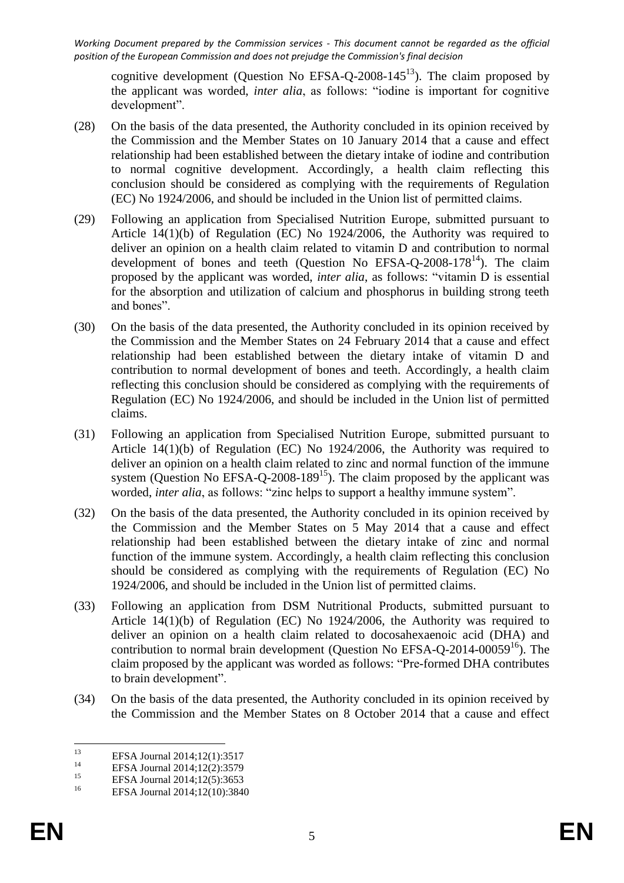cognitive development (Question No EFSA-Q-2008-145[13]). The claim proposed by the applicant was worded, *inter alia*, as follows: "iodine is important for cognitive development".

(28) On the basis of the data presented, the Authority concluded in its opinion received by the Commission and the Member States on 10 January 2014 that a cause and effect relationship had been established between the dietary intake of iodine and contribution to normal cognitive development. Accordingly, a health claim reflecting this conclusion should be considered as complying with the requirements of Regulation (EC) No 1924/2006, and should be included in the Union list of permitted claims.

(29) Following an application from Specialised Nutrition Europe, submitted pursuant to Article 14(1)(b) of Regulation (EC) No 1924/2006, the Authority was required to deliver an opinion on a health claim related to vitamin D and contribution to normal development of bones and teeth (Question No EFSA-Q-2008-178[14]). The claim proposed by the applicant was worded, *inter alia*, as follows: "vitamin D is essential for the absorption and utilization of calcium and phosphorus in building strong teeth and bones".

(30) On the basis of the data presented, the Authority concluded in its opinion received by the Commission and the Member States on 24 February 2014 that a cause and effect relationship had been established between the dietary intake of vitamin D and contribution to normal development of bones and teeth. Accordingly, a health claim reflecting this conclusion should be considered as complying with the requirements of Regulation (EC) No 1924/2006, and should be included in the Union list of permitted claims.

(31) Following an application from Specialised Nutrition Europe, submitted pursuant to Article 14(1)(b) of Regulation (EC) No 1924/2006, the Authority was required to deliver an opinion on a health claim related to zinc and normal function of the immune system (Question No EFSA-Q-2008-189[15]). The claim proposed by the applicant was worded, *inter alia*, as follows: "zinc helps to support a healthy immune system".

(32) On the basis of the data presented, the Authority concluded in its opinion received by the Commission and the Member States on 5 May 2014 that a cause and effect relationship had been established between the dietary intake of zinc and normal function of the immune system. Accordingly, a health claim reflecting this conclusion should be considered as complying with the requirements of Regulation (EC) No 1924/2006, and should be included in the Union list of permitted claims.

(33) Following an application from DSM Nutritional Products, submitted pursuant to Article 14(1)(b) of Regulation (EC) No 1924/2006, the Authority was required to deliver an opinion on a health claim related to docosahexaenoic acid (DHA) and contribution to normal brain development (Question No EFSA-Q-2014-00059[16]). The claim proposed by the applicant was worded as follows: "Pre-formed DHA contributes to brain development".

(34) On the basis of the data presented, the Authority concluded in its opinion received by the Commission and the Member States on 8 October 2014 that a cause and effect

---

[13] EFSA Journal 2014;12(1):3517

[14] EFSA Journal 2014;12(2):3579

[15] EFSA Journal 2014;12(5):3653

[16] EFSA Journal 2014;12(10):3840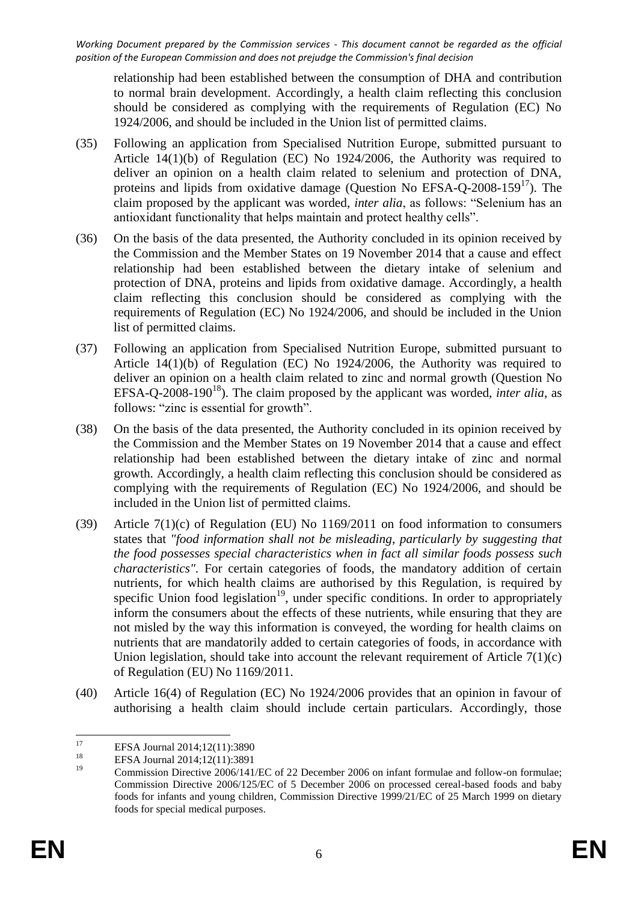relationship had been established between the consumption of DHA and contribution to normal brain development. Accordingly, a health claim reflecting this conclusion should be considered as complying with the requirements of Regulation (EC) No 1924/2006, and should be included in the Union list of permitted claims.

(35) Following an application from Specialised Nutrition Europe, submitted pursuant to Article 14(1)(b) of Regulation (EC) No 1924/2006, the Authority was required to deliver an opinion on a health claim related to selenium and protection of DNA, proteins and lipids from oxidative damage (Question No EFSA-Q-2008-159[17]). The claim proposed by the applicant was worded, *inter alia*, as follows: "Selenium has an antioxidant functionality that helps maintain and protect healthy cells".

(36) On the basis of the data presented, the Authority concluded in its opinion received by the Commission and the Member States on 19 November 2014 that a cause and effect relationship had been established between the dietary intake of selenium and protection of DNA, proteins and lipids from oxidative damage. Accordingly, a health claim reflecting this conclusion should be considered as complying with the requirements of Regulation (EC) No 1924/2006, and should be included in the Union list of permitted claims.

(37) Following an application from Specialised Nutrition Europe, submitted pursuant to Article 14(1)(b) of Regulation (EC) No 1924/2006, the Authority was required to deliver an opinion on a health claim related to zinc and normal growth (Question No EFSA-Q-2008-190[18]). The claim proposed by the applicant was worded, *inter alia*, as follows: "zinc is essential for growth".

(38) On the basis of the data presented, the Authority concluded in its opinion received by the Commission and the Member States on 19 November 2014 that a cause and effect relationship had been established between the dietary intake of zinc and normal growth. Accordingly, a health claim reflecting this conclusion should be considered as complying with the requirements of Regulation (EC) No 1924/2006, and should be included in the Union list of permitted claims.

(39) Article 7(1)(c) of Regulation (EU) No 1169/2011 on food information to consumers states that *"food information shall not be misleading, particularly by suggesting that the food possesses special characteristics when in fact all similar foods possess such characteristics"*. For certain categories of foods, the mandatory addition of certain nutrients, for which health claims are authorised by this Regulation, is required by specific Union food legislation[19], under specific conditions. In order to appropriately inform the consumers about the effects of these nutrients, while ensuring that they are not misled by the way this information is conveyed, the wording for health claims on nutrients that are mandatorily added to certain categories of foods, in accordance with Union legislation, should take into account the relevant requirement of Article 7(1)(c) of Regulation (EU) No 1169/2011.

(40) Article 16(4) of Regulation (EC) No 1924/2006 provides that an opinion in favour of authorising a health claim should include certain particulars. Accordingly, those

---

[17] EFSA Journal 2014;12(11):3890

[18] EFSA Journal 2014;12(11):3891

[19] Commission Directive 2006/141/EC of 22 December 2006 on infant formulae and follow-on formulae; Commission Directive 2006/125/EC of 5 December 2006 on processed cereal-based foods and baby foods for infants and young children, Commission Directive 1999/21/EC of 25 March 1999 on dietary foods for special medical purposes.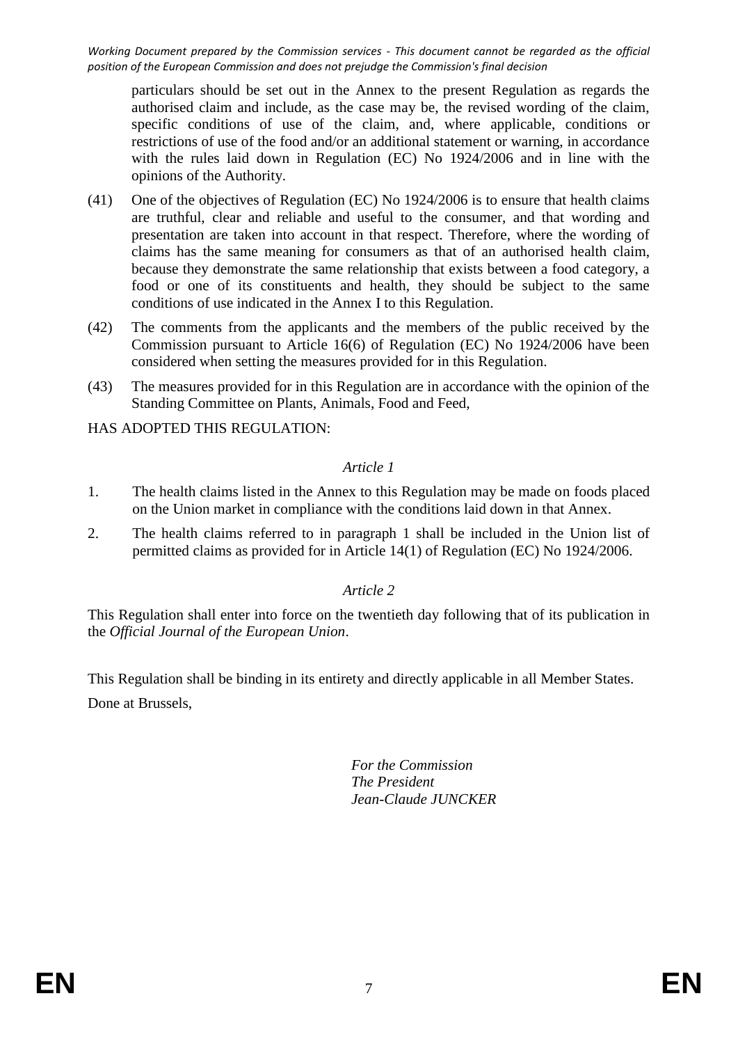particulars should be set out in the Annex to the present Regulation as regards the authorised claim and include, as the case may be, the revised wording of the claim, specific conditions of use of the claim, and, where applicable, conditions or restrictions of use of the food and/or an additional statement or warning, in accordance with the rules laid down in Regulation (EC) No 1924/2006 and in line with the opinions of the Authority.

(41) One of the objectives of Regulation (EC) No 1924/2006 is to ensure that health claims are truthful, clear and reliable and useful to the consumer, and that wording and presentation are taken into account in that respect. Therefore, where the wording of claims has the same meaning for consumers as that of an authorised health claim, because they demonstrate the same relationship that exists between a food category, a food or one of its constituents and health, they should be subject to the same conditions of use indicated in the Annex I to this Regulation.

(42) The comments from the applicants and the members of the public received by the Commission pursuant to Article 16(6) of Regulation (EC) No 1924/2006 have been considered when setting the measures provided for in this Regulation.

(43) The measures provided for in this Regulation are in accordance with the opinion of the Standing Committee on Plants, Animals, Food and Feed,

HAS ADOPTED THIS REGULATION:

*Article 1*

1. The health claims listed in the Annex to this Regulation may be made on foods placed on the Union market in compliance with the conditions laid down in that Annex.

2. The health claims referred to in paragraph 1 shall be included in the Union list of permitted claims as provided for in Article 14(1) of Regulation (EC) No 1924/2006.

*Article 2*

This Regulation shall enter into force on the twentieth day following that of its publication in the *Official Journal of the European Union*.

This Regulation shall be binding in its entirety and directly applicable in all Member States.

Done at Brussels,

*For the Commission*
*The President*
*Jean-Claude JUNCKER*